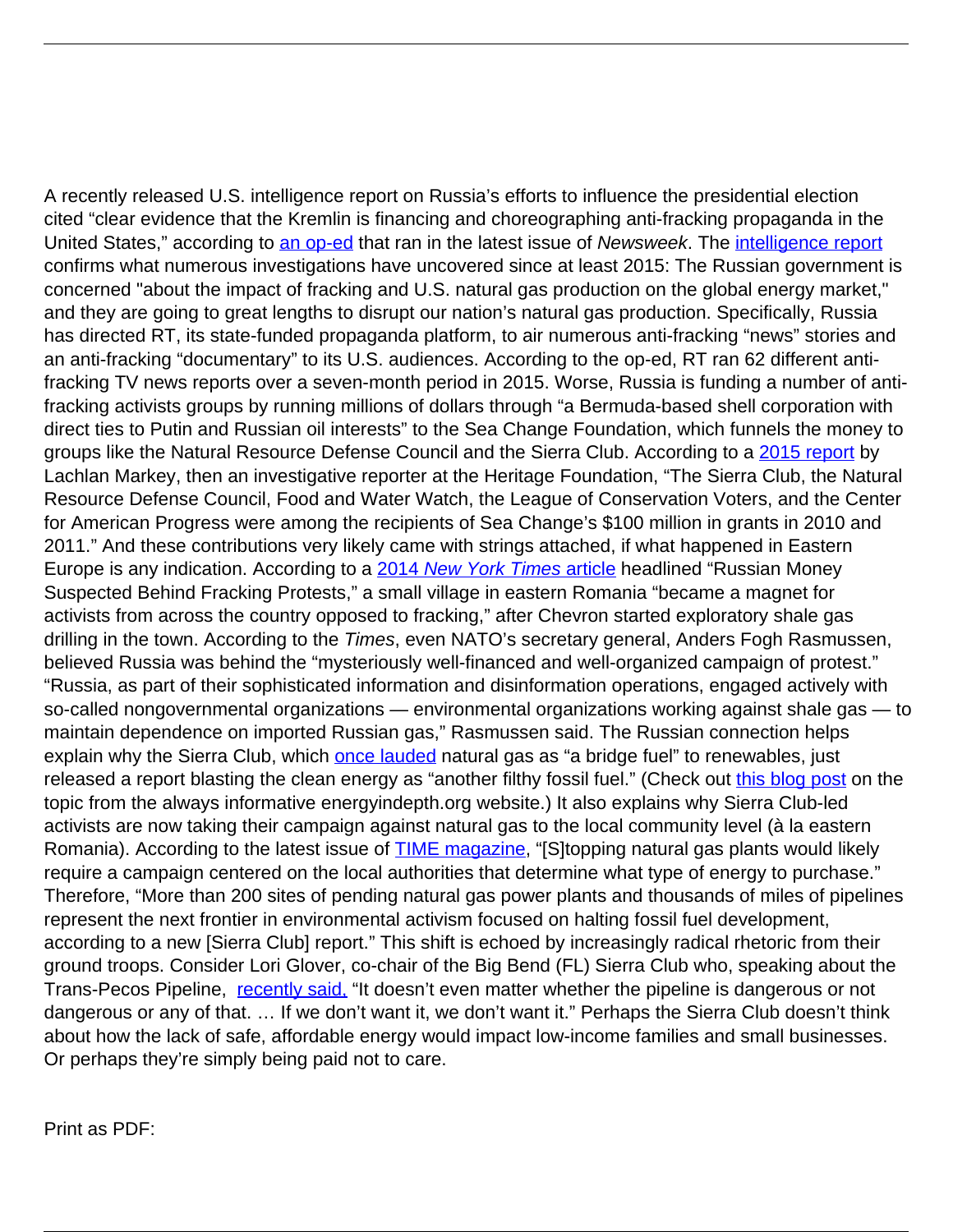A recently released U.S. intelligence report on Russia's efforts to influence the presidential election cited "clear evidence that the Kremlin is financing and choreographing anti-fracking propaganda in the United States," according to an op-ed that ran in the latest issue of *Newsweek*. The intelligence report confirms what numerous investigations have uncovered since at least 2015: The Russian government is concerned "about the impact of fracking and U.S. natural gas production on the global energy market," and they are going to great lengths to disrupt our nation's natural gas production. Specifically, Russia has directed RT, its state-funded propaganda platform, to air numerous anti-fracking "news" stories and an anti-fracking "documentary" to its U.S. audiences. According to the op-ed, RT ran 62 different anti-fracking TV news reports over a seven-month period in 2015. Worse, Russia is funding a number of anti-fracking activists groups by running millions of dollars through "a Bermuda-based shell corporation with direct ties to Putin and Russian oil interests" to the Sea Change Foundation, which funnels the money to groups like the Natural Resource Defense Council and the Sierra Club. According to a 2015 report by Lachlan Markey, then an investigative reporter at the Heritage Foundation, "The Sierra Club, the Natural Resource Defense Council, Food and Water Watch, the League of Conservation Voters, and the Center for American Progress were among the recipients of Sea Change's $100 million in grants in 2010 and 2011." And these contributions very likely came with strings attached, if what happened in Eastern Europe is any indication. According to a 2014 *New York Times* article headlined "Russian Money Suspected Behind Fracking Protests," a small village in eastern Romania "became a magnet for activists from across the country opposed to fracking," after Chevron started exploratory shale gas drilling in the town. According to the *Times*, even NATO's secretary general, Anders Fogh Rasmussen, believed Russia was behind the "mysteriously well-financed and well-organized campaign of protest." "Russia, as part of their sophisticated information and disinformation operations, engaged actively with so-called nongovernmental organizations — environmental organizations working against shale gas — to maintain dependence on imported Russian gas," Rasmussen said. The Russian connection helps explain why the Sierra Club, which once lauded natural gas as "a bridge fuel" to renewables, just released a report blasting the clean energy as "another filthy fossil fuel." (Check out this blog post on the topic from the always informative energyindepth.org website.) It also explains why Sierra Club-led activists are now taking their campaign against natural gas to the local community level (à la eastern Romania). According to the latest issue of TIME magazine, "[S]topping natural gas plants would likely require a campaign centered on the local authorities that determine what type of energy to purchase." Therefore, "More than 200 sites of pending natural gas power plants and thousands of miles of pipelines represent the next frontier in environmental activism focused on halting fossil fuel development, according to a new [Sierra Club] report." This shift is echoed by increasingly radical rhetoric from their ground troops. Consider Lori Glover, co-chair of the Big Bend (FL) Sierra Club who, speaking about the Trans-Pecos Pipeline, recently said, "It doesn't even matter whether the pipeline is dangerous or not dangerous or any of that. … If we don't want it, we don't want it." Perhaps the Sierra Club doesn't think about how the lack of safe, affordable energy would impact low-income families and small businesses. Or perhaps they're simply being paid not to care.

Print as PDF: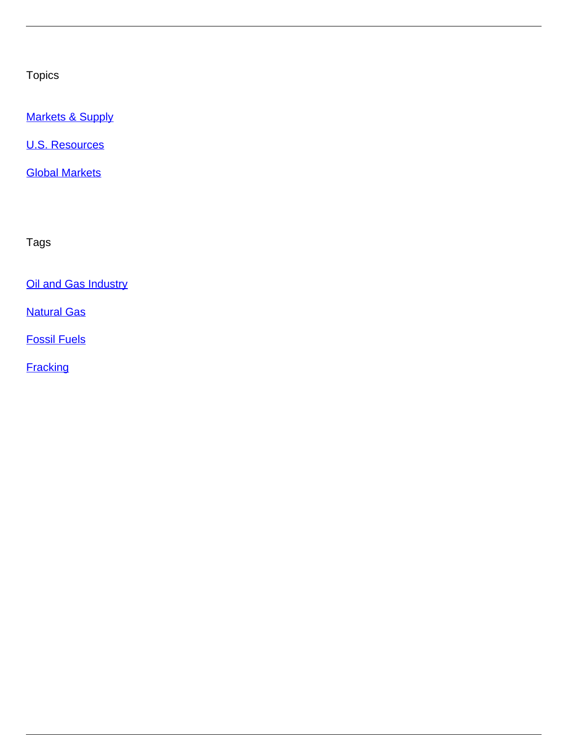Topics

[Markets & Supply]

[U.S. Resources]

[Global Markets]

Tags

[Oil and Gas Industry]

[Natural Gas]

[Fossil Fuels]

[Fracking]